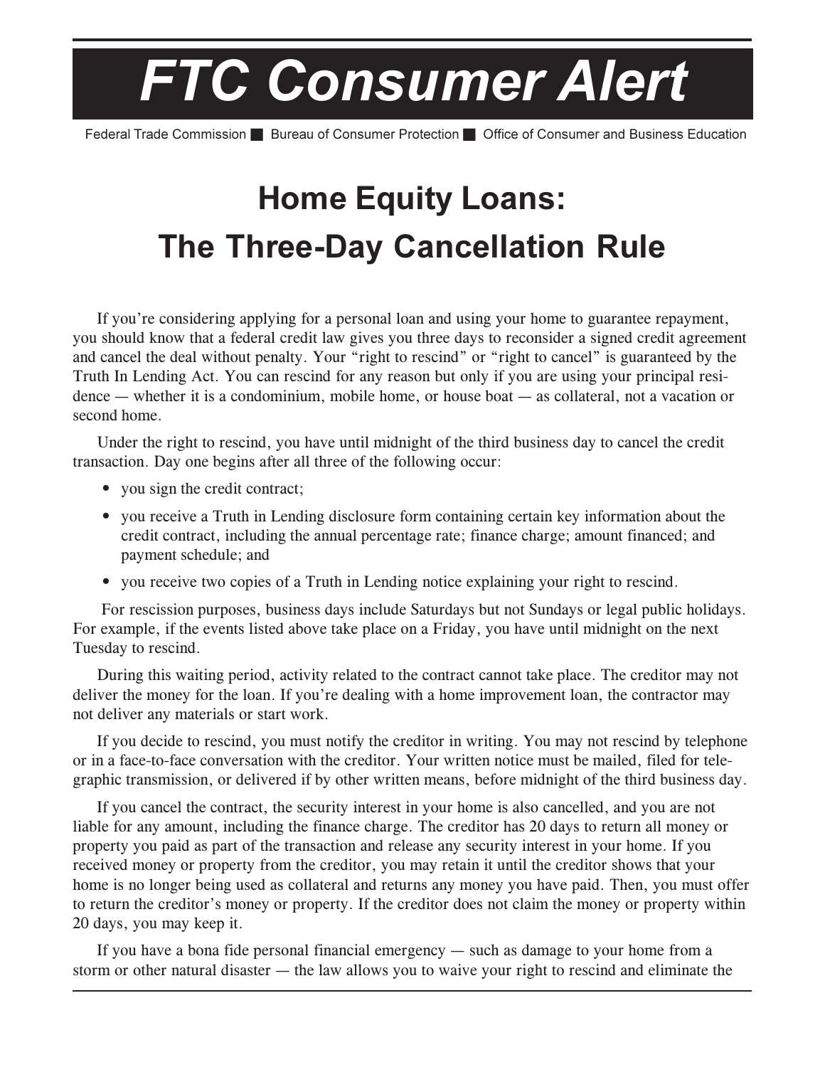# FTC Consumer Alert

Federal Trade Commission ■ Bureau of Consumer Protection ■ Office of Consumer and Business Education

## Home Equity Loans: The Three-Day Cancellation Rule

If you're considering applying for a personal loan and using your home to guarantee repayment, you should know that a federal credit law gives you three days to reconsider a signed credit agreement and cancel the deal without penalty. Your "right to rescind" or "right to cancel" is guaranteed by the Truth In Lending Act. You can rescind for any reason but only if you are using your principal residence — whether it is a condominium, mobile home, or house boat — as collateral, not a vacation or second home.

Under the right to rescind, you have until midnight of the third business day to cancel the credit transaction. Day one begins after all three of the following occur:

- you sign the credit contract;
- you receive a Truth in Lending disclosure form containing certain key information about the credit contract, including the annual percentage rate; finance charge; amount financed; and payment schedule; and
- you receive two copies of a Truth in Lending notice explaining your right to rescind.

For rescission purposes, business days include Saturdays but not Sundays or legal public holidays. For example, if the events listed above take place on a Friday, you have until midnight on the next Tuesday to rescind.

During this waiting period, activity related to the contract cannot take place. The creditor may not deliver the money for the loan. If you're dealing with a home improvement loan, the contractor may not deliver any materials or start work.

If you decide to rescind, you must notify the creditor in writing. You may not rescind by telephone or in a face-to-face conversation with the creditor. Your written notice must be mailed, filed for telegraphic transmission, or delivered if by other written means, before midnight of the third business day.

If you cancel the contract, the security interest in your home is also cancelled, and you are not liable for any amount, including the finance charge. The creditor has 20 days to return all money or property you paid as part of the transaction and release any security interest in your home. If you received money or property from the creditor, you may retain it until the creditor shows that your home is no longer being used as collateral and returns any money you have paid. Then, you must offer to return the creditor's money or property. If the creditor does not claim the money or property within 20 days, you may keep it.

If you have a bona fide personal financial emergency — such as damage to your home from a storm or other natural disaster — the law allows you to waive your right to rescind and eliminate the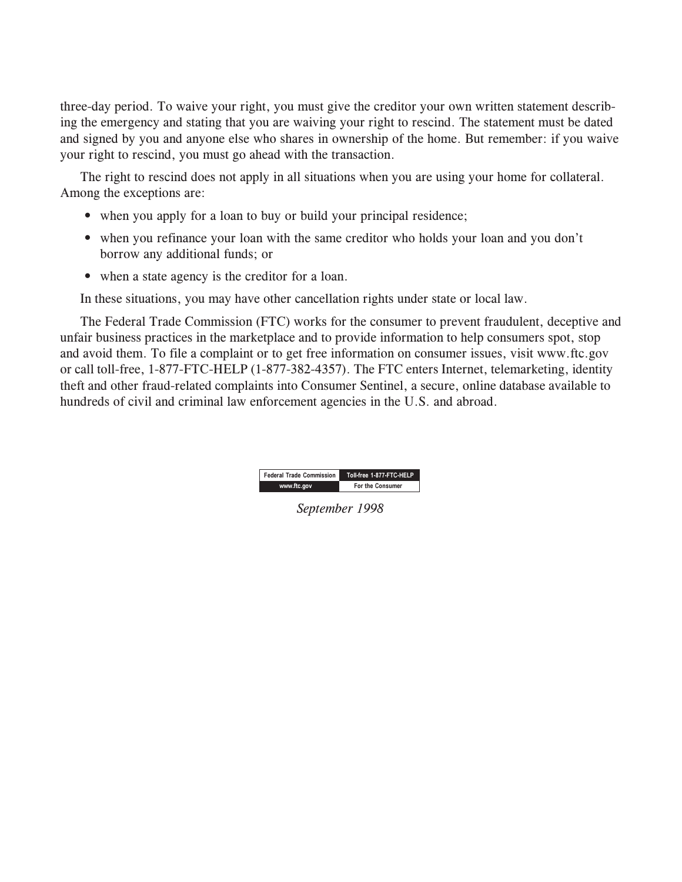three-day period. To waive your right, you must give the creditor your own written statement describing the emergency and stating that you are waiving your right to rescind. The statement must be dated and signed by you and anyone else who shares in ownership of the home. But remember: if you waive your right to rescind, you must go ahead with the transaction.

The right to rescind does not apply in all situations when you are using your home for collateral. Among the exceptions are:

- when you apply for a loan to buy or build your principal residence;
- when you refinance your loan with the same creditor who holds your loan and you don't borrow any additional funds; or
- when a state agency is the creditor for a loan.

In these situations, you may have other cancellation rights under state or local law.

The Federal Trade Commission (FTC) works for the consumer to prevent fraudulent, deceptive and unfair business practices in the marketplace and to provide information to help consumers spot, stop and avoid them. To file a complaint or to get free information on consumer issues, visit www.ftc.gov or call toll-free, 1-877-FTC-HELP (1-877-382-4357). The FTC enters Internet, telemarketing, identity theft and other fraud-related complaints into Consumer Sentinel, a secure, online database available to hundreds of civil and criminal law enforcement agencies in the U.S. and abroad.

| | |
|---|---|
| Federal Trade Commission | Toll-free 1-877-FTC-HELP |
| www.ftc.gov | For the Consumer |

*September 1998*